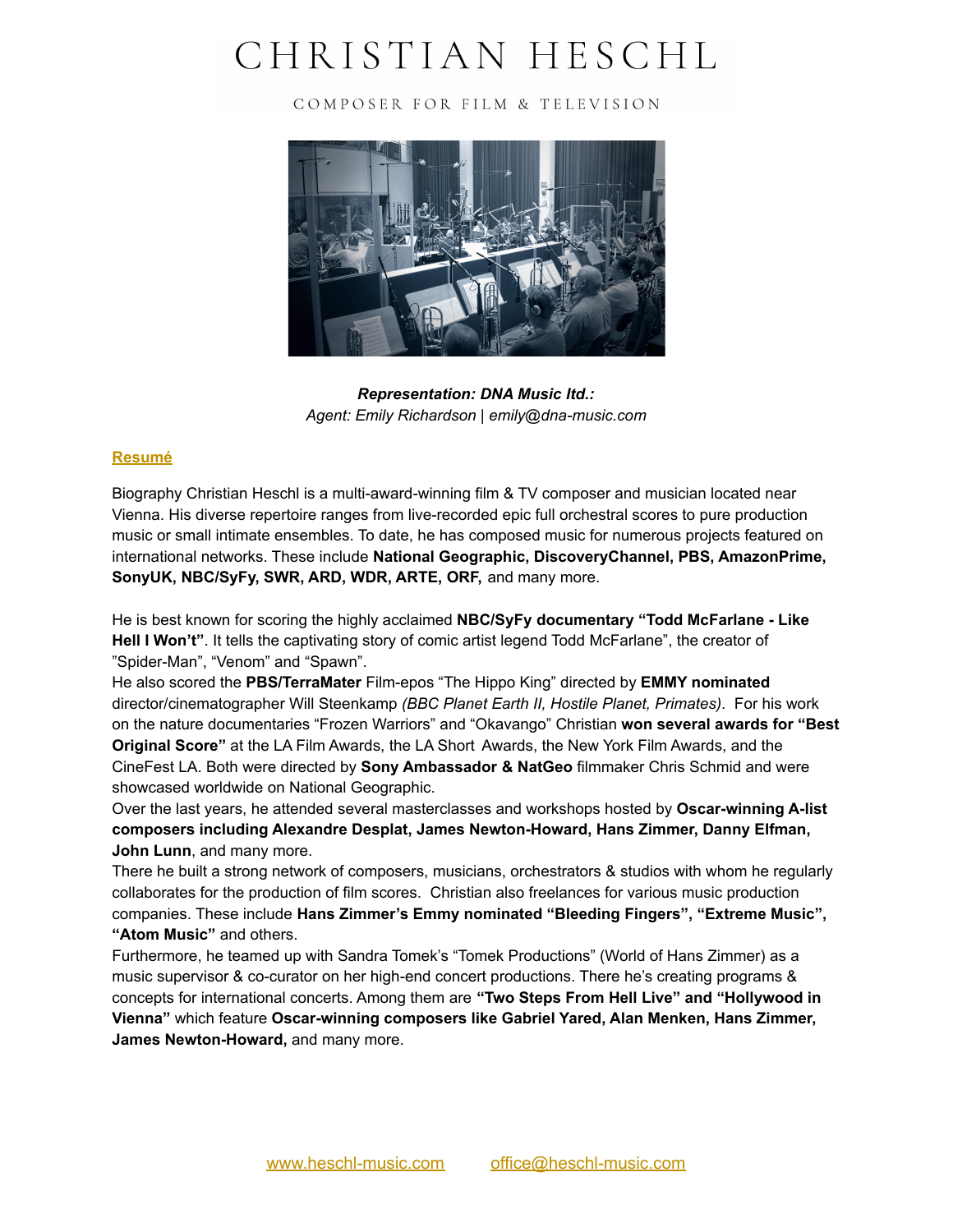# CHRISTIAN HESCHL

COMPOSER FOR FILM & TELEVISION

***Representation: DNA Music ltd.:***
*Agent: Emily Richardson | emily@dna-music.com*

## Resumé

Biography Christian Heschl is a multi-award-winning film & TV composer and musician located near Vienna. His diverse repertoire ranges from live-recorded epic full orchestral scores to pure production music or small intimate ensembles. To date, he has composed music for numerous projects featured on international networks. These include **National Geographic, DiscoveryChannel, PBS, AmazonPrime, SonyUK, NBC/SyFy, SWR, ARD, WDR, ARTE, ORF,** and many more.

He is best known for scoring the highly acclaimed **NBC/SyFy documentary "Todd McFarlane - Like Hell I Won't"**. It tells the captivating story of comic artist legend Todd McFarlane", the creator of "Spider-Man", "Venom" and "Spawn".
He also scored the **PBS/TerraMater** Film-epos "The Hippo King" directed by **EMMY nominated** director/cinematographer Will Steenkamp *(BBC Planet Earth II, Hostile Planet, Primates)*. For his work on the nature documentaries "Frozen Warriors" and "Okavango" Christian **won several awards for "Best Original Score"** at the LA Film Awards, the LA Short Awards, the New York Film Awards, and the CineFest LA. Both were directed by **Sony Ambassador & NatGeo** filmmaker Chris Schmid and were showcased worldwide on National Geographic.
Over the last years, he attended several masterclasses and workshops hosted by **Oscar-winning A-list composers including Alexandre Desplat, James Newton-Howard, Hans Zimmer, Danny Elfman, John Lunn**, and many more.
There he built a strong network of composers, musicians, orchestrators & studios with whom he regularly collaborates for the production of film scores. Christian also freelances for various music production companies. These include **Hans Zimmer's Emmy nominated "Bleeding Fingers", "Extreme Music", "Atom Music"** and others.
Furthermore, he teamed up with Sandra Tomek's "Tomek Productions" (World of Hans Zimmer) as a music supervisor & co-curator on her high-end concert productions. There he's creating programs & concepts for international concerts. Among them are **"Two Steps From Hell Live" and "Hollywood in Vienna"** which feature **Oscar-winning composers like Gabriel Yared, Alan Menken, Hans Zimmer, James Newton-Howard,** and many more.

www.heschl-music.com    office@heschl-music.com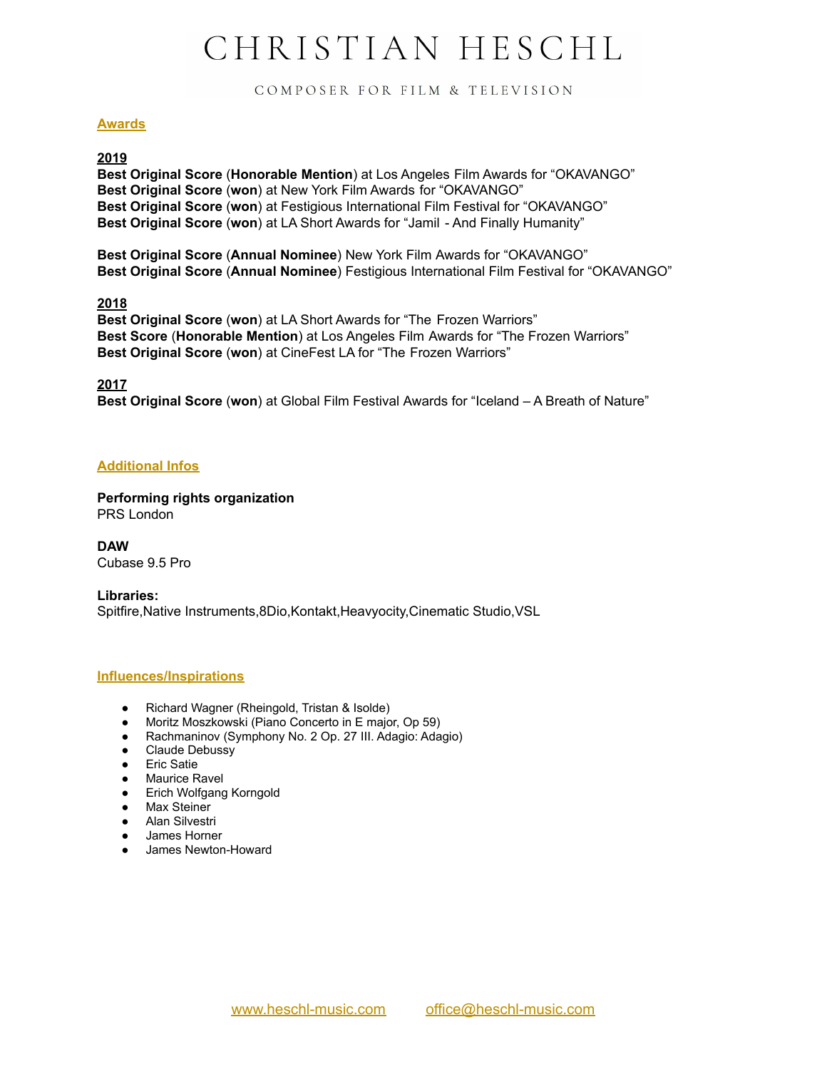# CHRISTIAN HESCHL

COMPOSER FOR FILM & TELEVISION

## Awards

**2019**

**Best Original Score** (**Honorable Mention**) at Los Angeles Film Awards for "OKAVANGO"
**Best Original Score** (**won**) at New York Film Awards for "OKAVANGO"
**Best Original Score** (**won**) at Festigious International Film Festival for "OKAVANGO"
**Best Original Score** (**won**) at LA Short Awards for "Jamil - And Finally Humanity"

**Best Original Score** (**Annual Nominee**) New York Film Awards for "OKAVANGO"
**Best Original Score** (**Annual Nominee**) Festigious International Film Festival for "OKAVANGO"

**2018**

**Best Original Score** (**won**) at LA Short Awards for "The Frozen Warriors"
**Best Score** (**Honorable Mention**) at Los Angeles Film Awards for "The Frozen Warriors"
**Best Original Score** (**won**) at CineFest LA for "The Frozen Warriors"

**2017**

**Best Original Score** (**won**) at Global Film Festival Awards for "Iceland – A Breath of Nature"

## Additional Infos

**Performing rights organization**
PRS London

**DAW**
Cubase 9.5 Pro

**Libraries:**
Spitfire,Native Instruments,8Dio,Kontakt,Heavyocity,Cinematic Studio,VSL

## Influences/Inspirations

- Richard Wagner (Rheingold, Tristan & Isolde)
- Moritz Moszkowski (Piano Concerto in E major, Op 59)
- Rachmaninov (Symphony No. 2 Op. 27 III. Adagio: Adagio)
- Claude Debussy
- Eric Satie
- Maurice Ravel
- Erich Wolfgang Korngold
- Max Steiner
- Alan Silvestri
- James Horner
- James Newton-Howard

www.heschl-music.com office@heschl-music.com